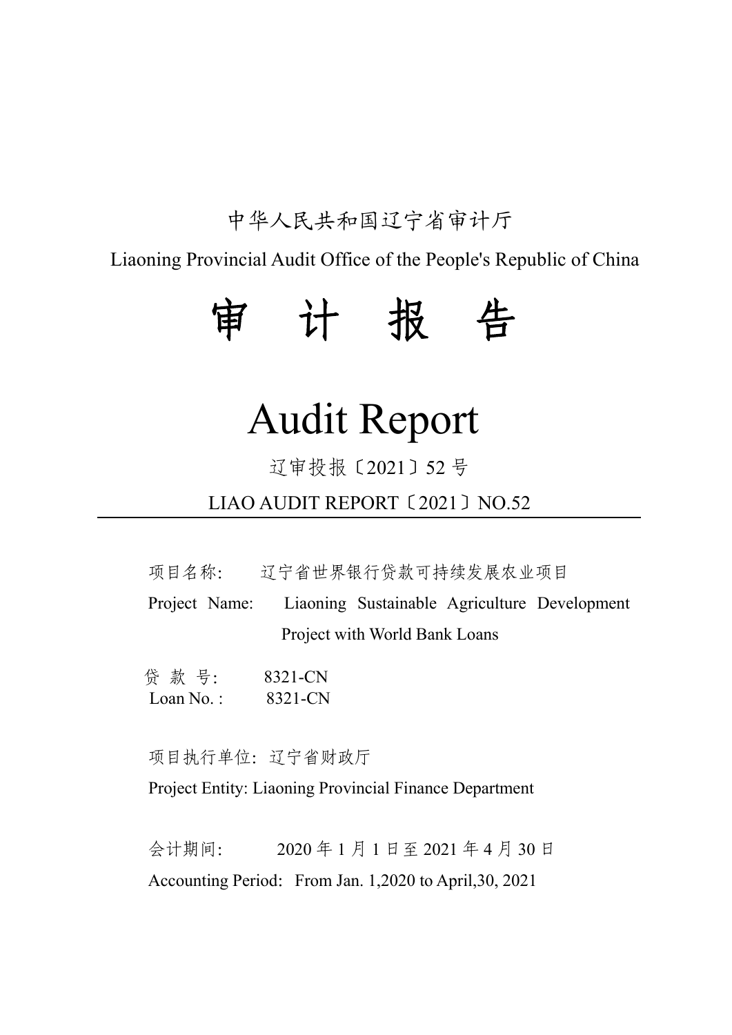中华人民共和国辽宁省审计厅

Liaoning Provincial Audit Office of the People's Republic of China

# 审 计 报 告

# Audit Report

辽审投报〔2021〕52 号

LIAO AUDIT REPORT〔2021〕NO.52

---

项目名称: 辽宁省世界银行贷款可持续发展农业项目

Project Name: Liaoning Sustainable Agriculture Development Project with World Bank Loans

贷 款 号: 8321-CN

Loan No. : 8321-CN

项目执行单位: 辽宁省财政厅

Project Entity: Liaoning Provincial Finance Department

会计期间: 2020 年 1 月 1 日至 2021 年 4 月 30 日

Accounting Period: From Jan. 1,2020 to April,30, 2021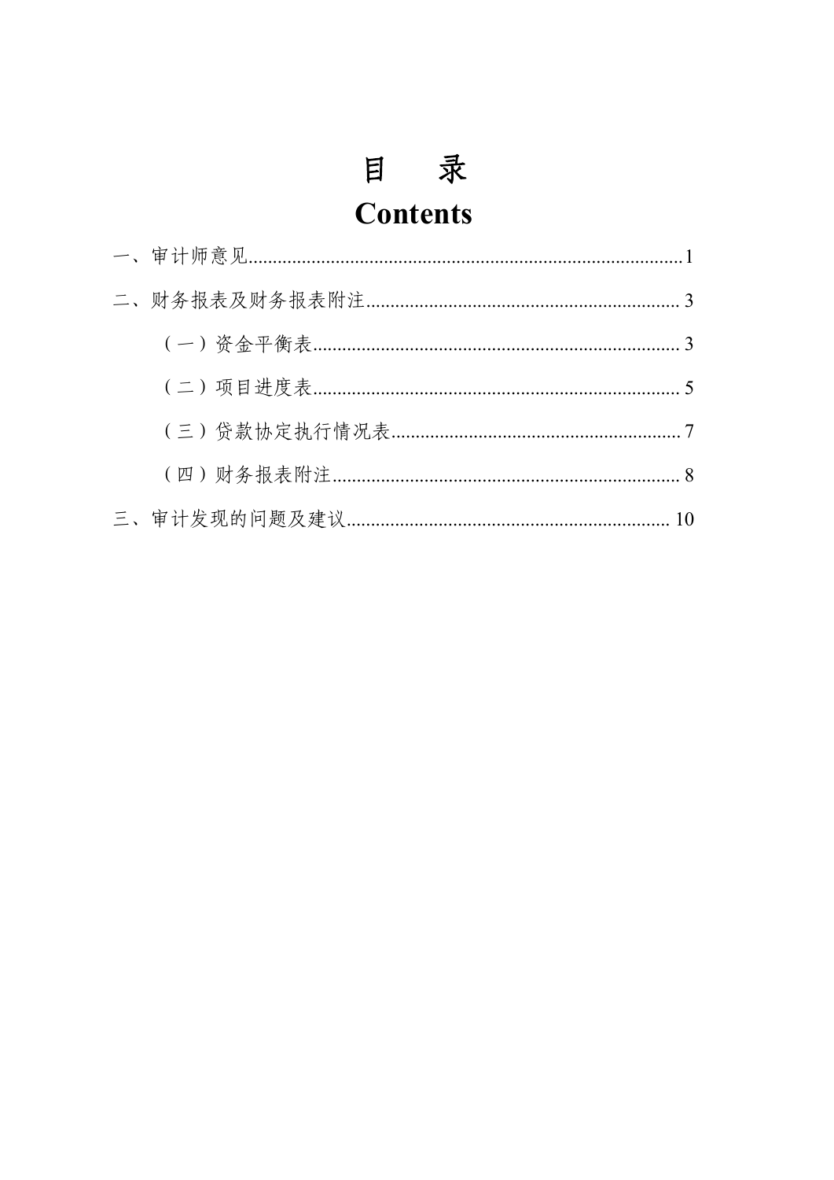# 目　录
# Contents

一、审计师意见........................................................................................1

二、财务报表及财务报表附注................................................................ 3

（一）资金平衡表.......................................................................... 3

（二）项目进度表.......................................................................... 5

（三）贷款协定执行情况表.......................................................... 7

（四）财务报表附注...................................................................... 8

三、审计发现的问题及建议.................................................................. 10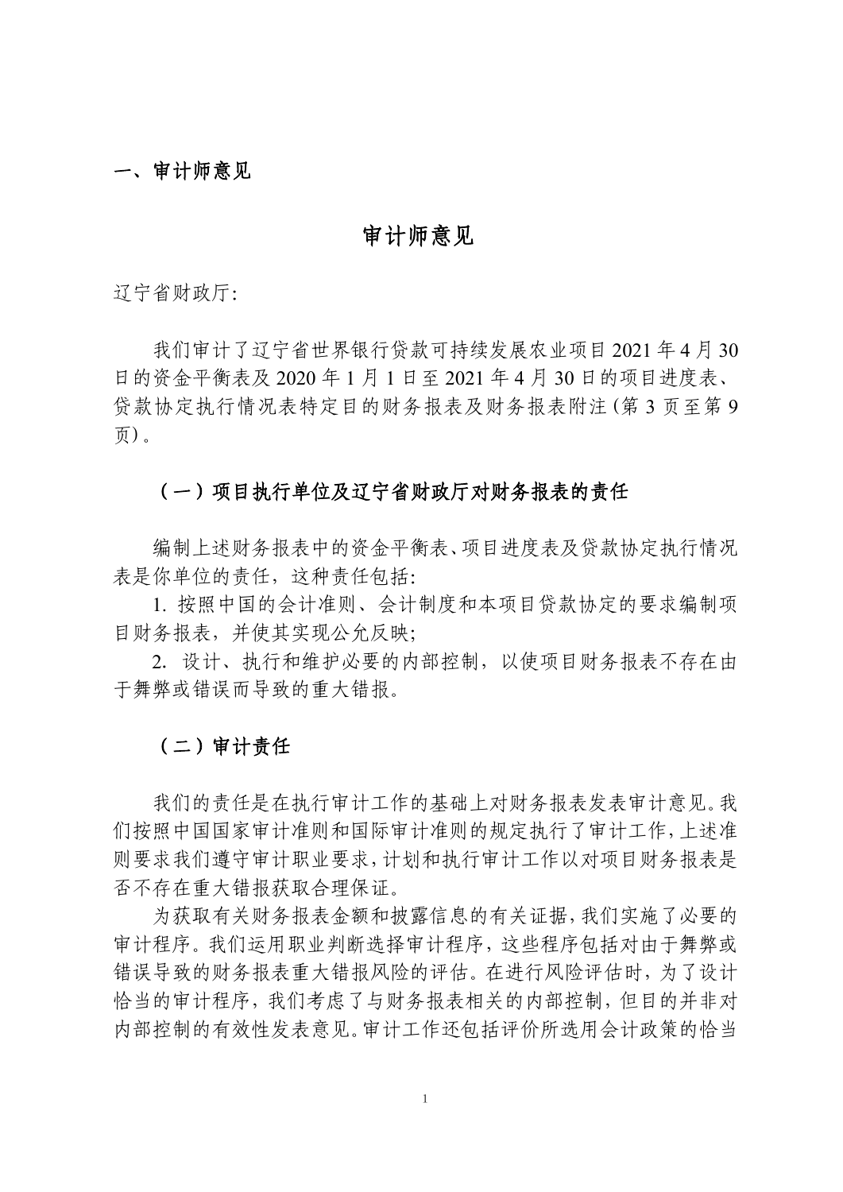## 一、审计师意见

# 审计师意见

辽宁省财政厅:

我们审计了辽宁省世界银行贷款可持续发展农业项目 2021 年 4 月 30 日的资金平衡表及 2020 年 1 月 1 日至 2021 年 4 月 30 日的项目进度表、贷款协定执行情况表特定目的的财务报表及财务报表附注（第 3 页至第 9 页）。

### （一）项目执行单位及辽宁省财政厅对财务报表的责任

编制上述财务报表中的资金平衡表、项目进度表及贷款协定执行情况表是你单位的责任，这种责任包括:

1. 按照中国的会计准则、会计制度和本项目贷款协定的要求编制项目财务报表，并使其实现公允反映;
2. 设计、执行和维护必要的内部控制，以使项目财务报表不存在由于舞弊或错误而导致的重大错报。

### （二）审计责任

我们的责任是在执行审计工作的基础上对财务报表发表审计意见。我们按照中国国家审计准则和国际审计准则的规定执行了审计工作，上述准则要求我们遵守审计职业要求，计划和执行审计工作以对项目财务报表是否不存在重大错报获取合理保证。

为获取有关财务报表金额和披露信息的有关证据，我们实施了必要的审计程序。我们运用职业判断选择审计程序，这些程序包括对由于舞弊或错误导致的财务报表重大错报风险的评估。在进行风险评估时，为了设计恰当的审计程序，我们考虑了与财务报表相关的内部控制，但目的并非对内部控制的有效性发表意见。审计工作还包括评价所选用会计政策的恰当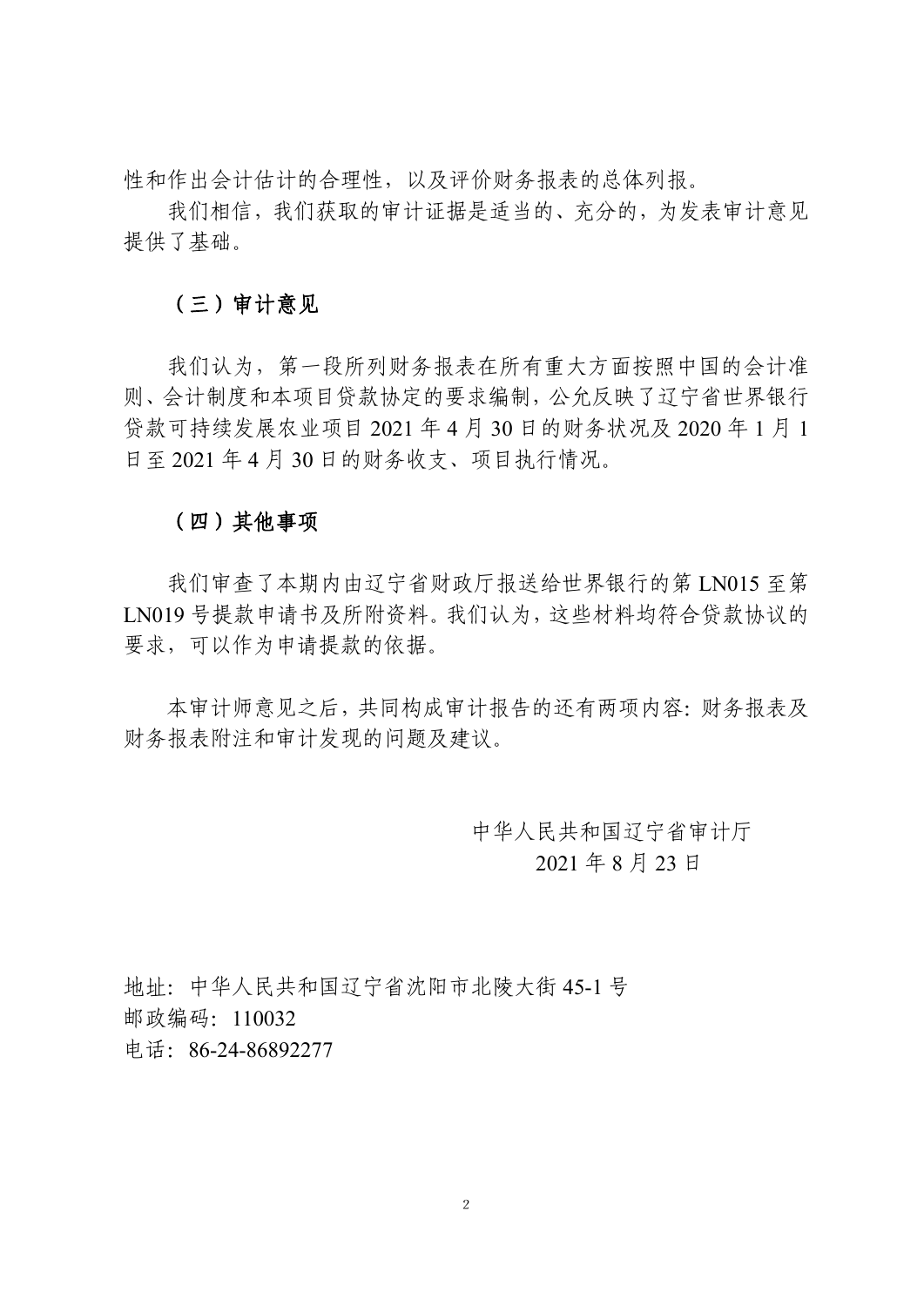性和作出会计估计的合理性，以及评价财务报表的总体列报。

我们相信，我们获取的审计证据是适当的、充分的，为发表审计意见提供了基础。

### （三）审计意见

我们认为，第一段所列财务报表在所有重大方面按照中国的会计准则、会计制度和本项目贷款协定的要求编制，公允反映了辽宁省世界银行贷款可持续发展农业项目 2021 年 4 月 30 日的财务状况及 2020 年 1 月 1 日至 2021 年 4 月 30 日的财务收支、项目执行情况。

### （四）其他事项

我们审查了本期内由辽宁省财政厅报送给世界银行的第 LN015 至第 LN019 号提款申请书及所附资料。我们认为，这些材料均符合贷款协议的要求，可以作为申请提款的依据。

本审计师意见之后，共同构成审计报告的还有两项内容: 财务报表及财务报表附注和审计发现的问题及建议。

中华人民共和国辽宁省审计厅

2021 年 8 月 23 日

地址：中华人民共和国辽宁省沈阳市北陵大街 45-1 号

邮政编码：110032

电话：86-24-86892277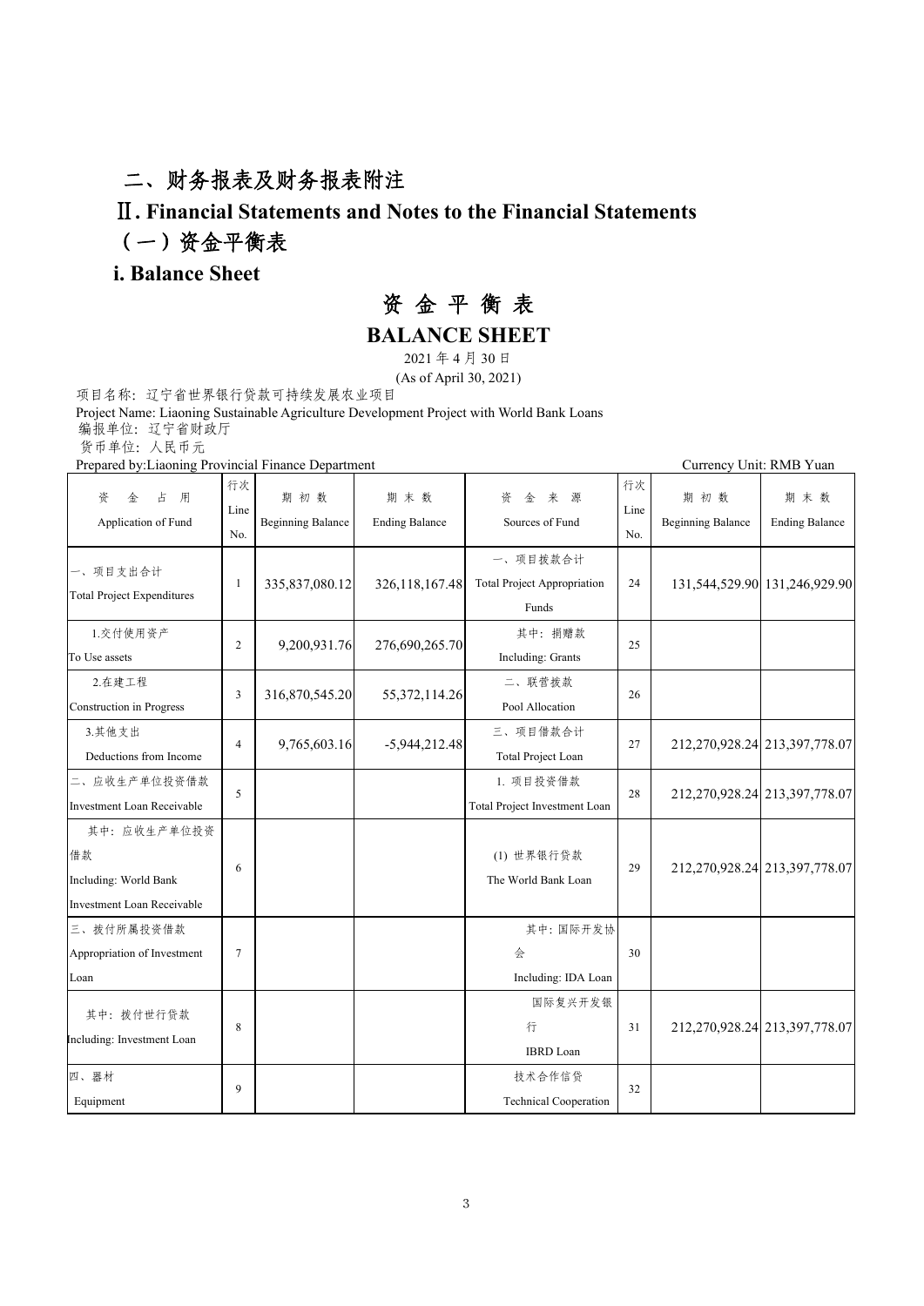## 二、财务报表及财务报表附注

## Ⅱ. Financial Statements and Notes to the Financial Statements

### （一）资金平衡表

### i. Balance Sheet

# 资 金 平 衡 表

# BALANCE SHEET

2021 年 4 月 30 日

(As of April 30, 2021)

项目名称：辽宁省世界银行贷款可持续发展农业项目

Project Name: Liaoning Sustainable Agriculture Development Project with World Bank Loans

编报单位：辽宁省财政厅

货币单位：人民币元

Prepared by:Liaoning Provincial Finance Department

Currency Unit: RMB Yuan

| 资 金 占 用 Application of Fund | 行次 Line No. | 期初数 Beginning Balance | 期末数 Ending Balance | 资 金 来 源 Sources of Fund | 行次 Line No. | 期初数 Beginning Balance | 期末数 Ending Balance |
|---|---|---|---|---|---|---|---|
| 一、项目支出合计 Total Project Expenditures | 1 | 335,837,080.12 | 326,118,167.48 | 一、项目拨款合计 Total Project Appropriation Funds | 24 | 131,544,529.90 | 131,246,929.90 |
| 1.交付使用资产 To Use assets | 2 | 9,200,931.76 | 276,690,265.70 | 其中：捐赠款 Including: Grants | 25 | | |
| 2.在建工程 Construction in Progress | 3 | 316,870,545.20 | 55,372,114.26 | 二、联营拨款 Pool Allocation | 26 | | |
| 3.其他支出 Deductions from Income | 4 | 9,765,603.16 | -5,944,212.48 | 三、项目借款合计 Total Project Loan | 27 | 212,270,928.24 | 213,397,778.07 |
| 二、应收生产单位投资借款 Investment Loan Receivable | 5 | | | 1. 项目投资借款 Total Project Investment Loan | 28 | 212,270,928.24 | 213,397,778.07 |
| 其中：应收生产单位投资借款 Including: World Bank Investment Loan Receivable | 6 | | | (1) 世界银行贷款 The World Bank Loan | 29 | 212,270,928.24 | 213,397,778.07 |
| 三、拨付所属投资借款 Appropriation of Investment Loan | 7 | | | 其中：国际开发协会 Including: IDA Loan | 30 | | |
| 其中：拨付世行贷款 Including: Investment Loan | 8 | | | 国际复兴开发银行 IBRD Loan | 31 | 212,270,928.24 | 213,397,778.07 |
| 四、器材 Equipment | 9 | | | 技术合作信贷 Technical Cooperation | 32 | | |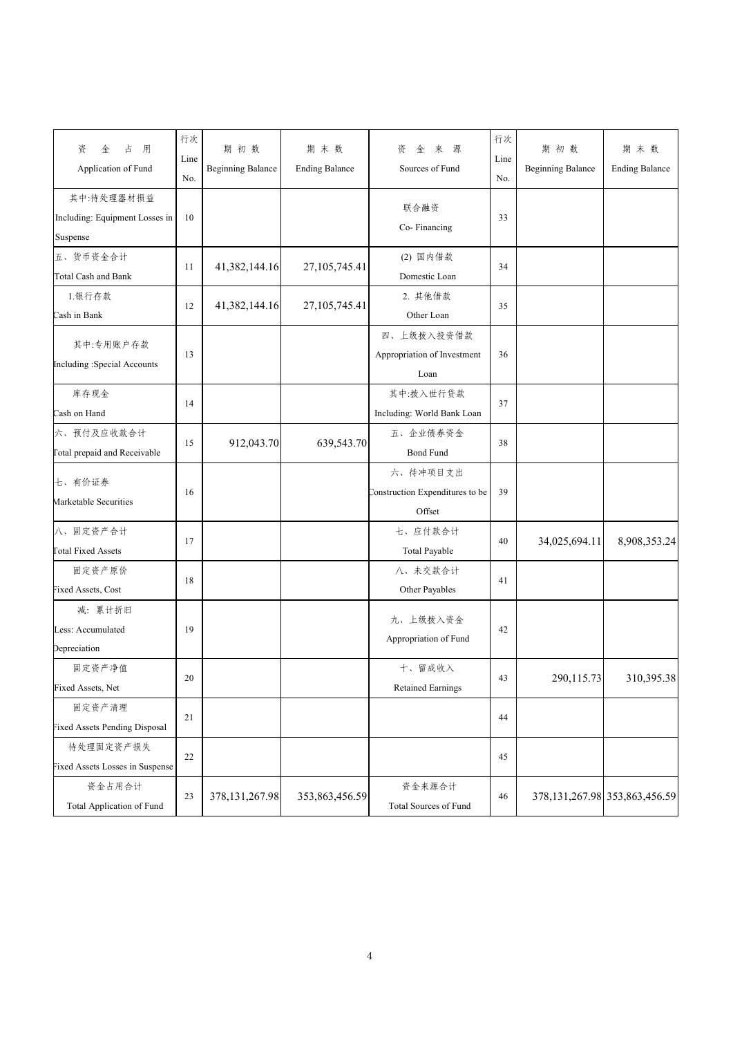| 资　金　占　用<br>Application of Fund | 行次<br>Line<br>No. | 期 初 数<br>Beginning Balance | 期 末 数<br>Ending Balance | 资　金　来　源<br>Sources of Fund | 行次<br>Line<br>No. | 期 初 数<br>Beginning Balance | 期 末 数<br>Ending Balance |
|---|---|---|---|---|---|---|---|
| 其中:待处理器材损益<br>Including: Equipment Losses in Suspense | 10 | | | 联合融资<br>Co- Financing | 33 | | |
| 五、货币资金合计<br>Total Cash and Bank | 11 | 41,382,144.16 | 27,105,745.41 | (2) 国内借款<br>Domestic Loan | 34 | | |
| 1.银行存款<br>Cash in Bank | 12 | 41,382,144.16 | 27,105,745.41 | 2. 其他借款<br>Other Loan | 35 | | |
| 其中:专用账户存款<br>Including :Special Accounts | 13 | | | 四、上级拨入投资借款<br>Appropriation of Investment Loan | 36 | | |
| 库存现金<br>Cash on Hand | 14 | | | 其中:拨入世行贷款<br>Including: World Bank Loan | 37 | | |
| 六、预付及应收款合计<br>Total prepaid and Receivable | 15 | 912,043.70 | 639,543.70 | 五、企业债券资金<br>Bond Fund | 38 | | |
| 七、有价证券<br>Marketable Securities | 16 | | | 六、待冲项目支出<br>Construction Expenditures to be Offset | 39 | | |
| 八、固定资产合计<br>Total Fixed Assets | 17 | | | 七、应付款合计<br>Total Payable | 40 | 34,025,694.11 | 8,908,353.24 |
| 固定资产原价<br>Fixed Assets, Cost | 18 | | | 八、未交款合计<br>Other Payables | 41 | | |
| 减: 累计折旧<br>Less: Accumulated Depreciation | 19 | | | 九、上级拨入资金<br>Appropriation of Fund | 42 | | |
| 固定资产净值<br>Fixed Assets, Net | 20 | | | 十、留成收入<br>Retained Earnings | 43 | 290,115.73 | 310,395.38 |
| 固定资产清理<br>Fixed Assets Pending Disposal | 21 | | | | 44 | | |
| 待处理固定资产损失<br>Fixed Assets Losses in Suspense | 22 | | | | 45 | | |
| 资金占用合计<br>Total Application of Fund | 23 | 378,131,267.98 | 353,863,456.59 | 资金来源合计<br>Total Sources of Fund | 46 | 378,131,267.98 | 353,863,456.59 |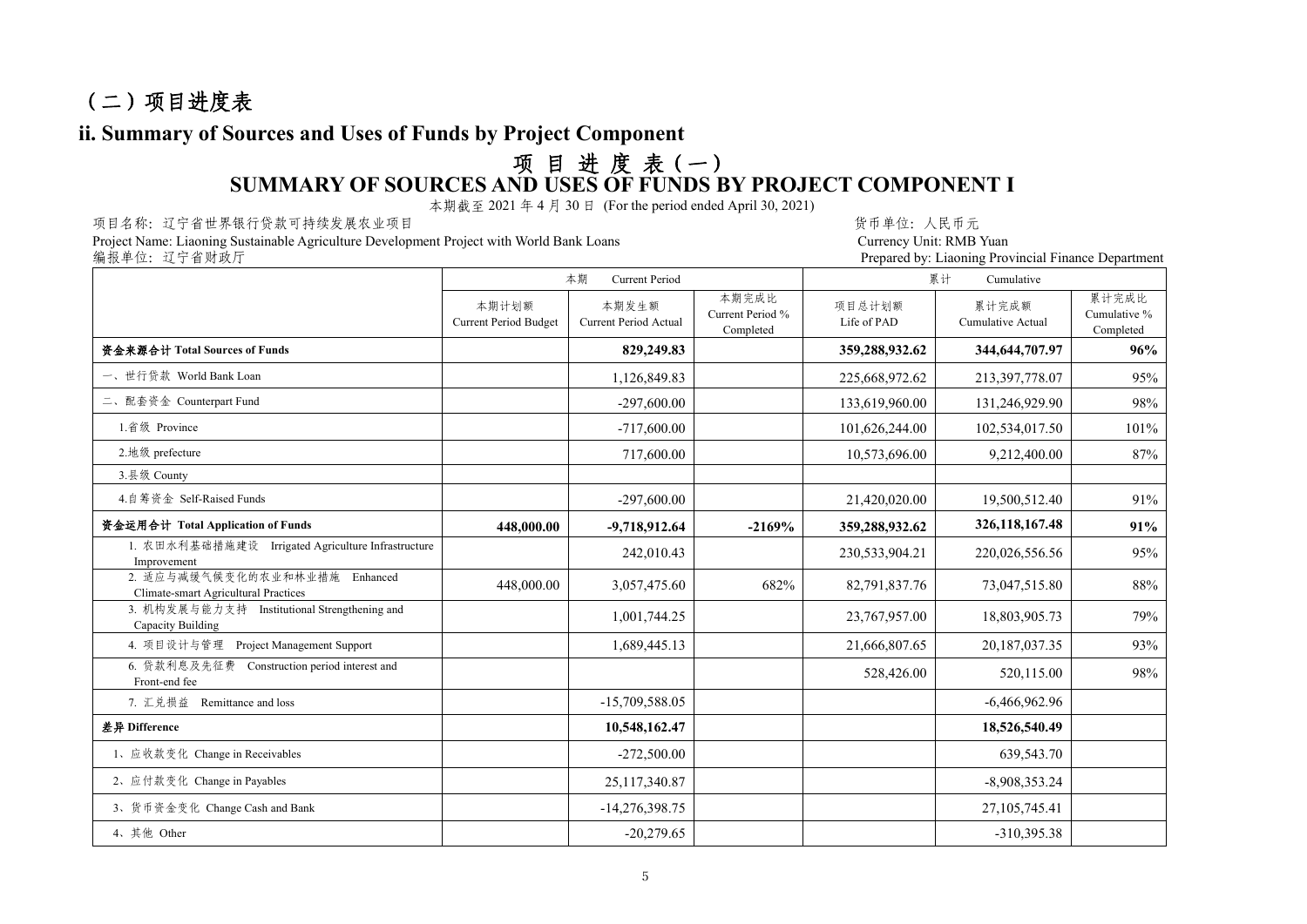# （二）项目进度表

## ii. Summary of Sources and Uses of Funds by Project Component

### 项 目 进 度 表（一）
### SUMMARY OF SOURCES AND USES OF FUNDS BY PROJECT COMPONENT I

本期截至 2021 年 4 月 30 日 (For the period ended April 30, 2021)

项目名称：辽宁省世界银行贷款可持续发展农业项目　　　　货币单位：人民币元

Project Name: Liaoning Sustainable Agriculture Development Project with World Bank Loans　　　　Currency Unit: RMB Yuan

编报单位：辽宁省财政厅　　　　Prepared by: Liaoning Provincial Finance Department

| | 本期 Current Period | | | 累计 Cumulative | | |
|---|---|---|---|---|---|---|
| | 本期计划额 Current Period Budget | 本期发生额 Current Period Actual | 本期完成比 Current Period % Completed | 项目总计划额 Life of PAD | 累计完成额 Cumulative Actual | 累计完成比 Cumulative % Completed |
| **资金来源合计 Total Sources of Funds** | | **829,249.83** | | **359,288,932.62** | **344,644,707.97** | **96%** |
| 一、世行贷款 World Bank Loan | | 1,126,849.83 | | 225,668,972.62 | 213,397,778.07 | 95% |
| 二、配套资金 Counterpart Fund | | -297,600.00 | | 133,619,960.00 | 131,246,929.90 | 98% |
| 1.省级 Province | | -717,600.00 | | 101,626,244.00 | 102,534,017.50 | 101% |
| 2.地级 prefecture | | 717,600.00 | | 10,573,696.00 | 9,212,400.00 | 87% |
| 3.县级 County | | | | | | |
| 4.自筹资金 Self-Raised Funds | | -297,600.00 | | 21,420,020.00 | 19,500,512.40 | 91% |
| **资金运用合计 Total Application of Funds** | **448,000.00** | **-9,718,912.64** | **-2169%** | **359,288,932.62** | **326,118,167.48** | **91%** |
| 1. 农田水利基础措施建设 Irrigated Agriculture Infrastructure Improvement | | 242,010.43 | | 230,533,904.21 | 220,026,556.56 | 95% |
| 2. 适应与减缓气候变化的农业和林业措施 Enhanced Climate-smart Agricultural Practices | 448,000.00 | 3,057,475.60 | 682% | 82,791,837.76 | 73,047,515.80 | 88% |
| 3. 机构发展与能力支持 Institutional Strengthening and Capacity Building | | 1,001,744.25 | | 23,767,957.00 | 18,803,905.73 | 79% |
| 4. 项目设计与管理 Project Management Support | | 1,689,445.13 | | 21,666,807.65 | 20,187,037.35 | 93% |
| 6. 贷款利息及先征费 Construction period interest and Front-end fee | | | | 528,426.00 | 520,115.00 | 98% |
| 7. 汇兑损益 Remittance and loss | | -15,709,588.05 | | | -6,466,962.96 | |
| **差异 Difference** | | **10,548,162.47** | | | **18,526,540.49** | |
| 1、应收款变化 Change in Receivables | | -272,500.00 | | | 639,543.70 | |
| 2、应付款变化 Change in Payables | | 25,117,340.87 | | | -8,908,353.24 | |
| 3、货币资金变化 Change Cash and Bank | | -14,276,398.75 | | | 27,105,745.41 | |
| 4、其他 Other | | -20,279.65 | | | -310,395.38 | |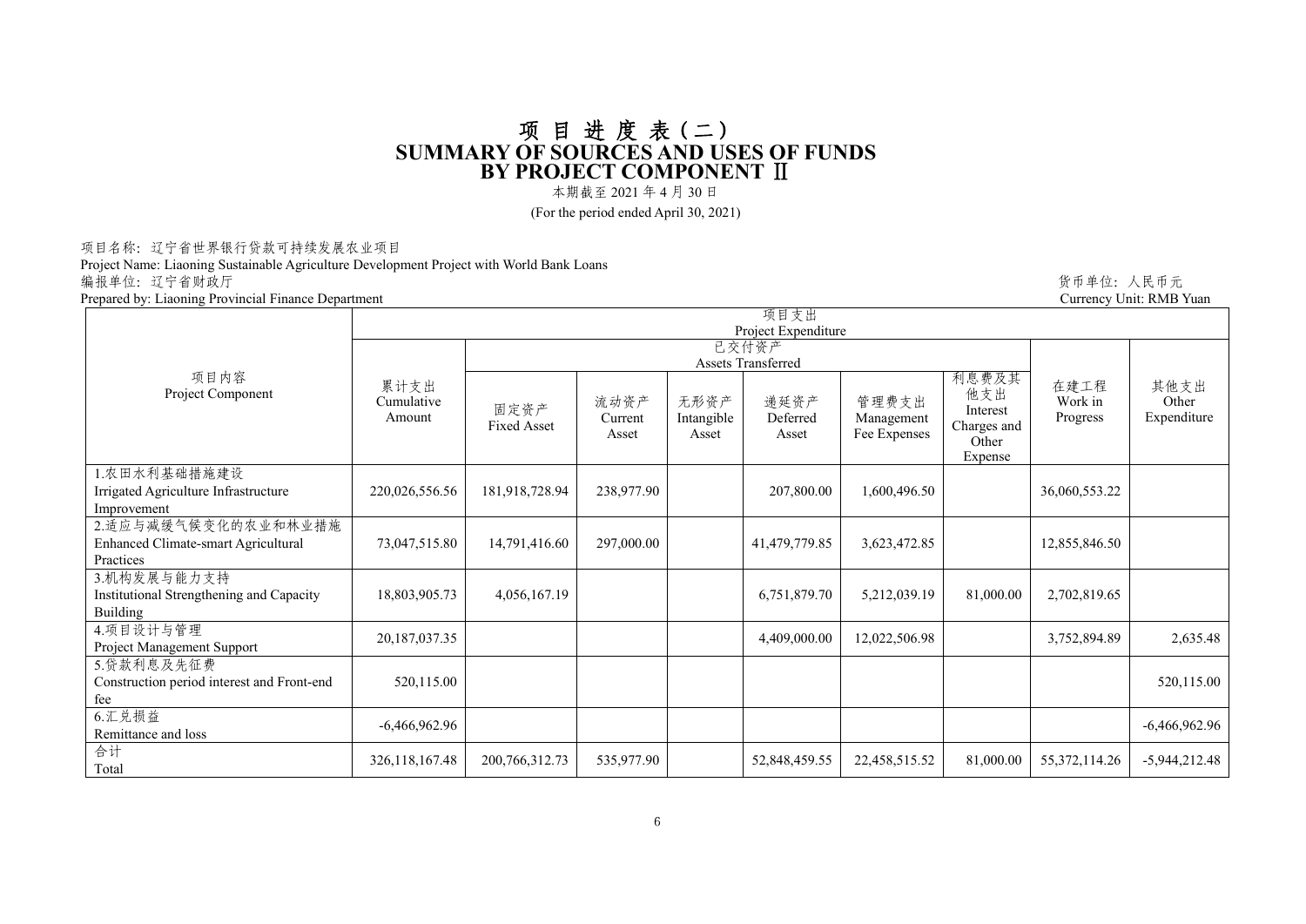# 项 目 进 度 表（二）
# SUMMARY OF SOURCES AND USES OF FUNDS BY PROJECT COMPONENT Ⅱ

本期截至 2021 年 4 月 30 日

(For the period ended April 30, 2021)

项目名称：辽宁省世界银行贷款可持续发展农业项目

Project Name: Liaoning Sustainable Agriculture Development Project with World Bank Loans

编报单位：辽宁省财政厅

Prepared by: Liaoning Provincial Finance Department

货币单位：人民币元

Currency Unit: RMB Yuan

| 项目内容<br>Project Component | 项目支出<br>Project Expenditure | | | | | | | | |
|---|---|---|---|---|---|---|---|---|---|
| | 累计支出<br>Cumulative Amount | 已交付资产<br>Assets Transferred | | | | | | 在建工程<br>Work in Progress | 其他支出<br>Other Expenditure |
| | | 固定资产<br>Fixed Asset | 流动资产<br>Current Asset | 无形资产<br>Intangible Asset | 递延资产<br>Deferred Asset | 管理费支出<br>Management Fee Expenses | 利息费及其他支出<br>Interest Charges and Other Expense | | |
| 1.农田水利基础措施建设<br>Irrigated Agriculture Infrastructure Improvement | 220,026,556.56 | 181,918,728.94 | 238,977.90 | | 207,800.00 | 1,600,496.50 | | 36,060,553.22 | |
| 2.适应与减缓气候变化的农业和林业措施<br>Enhanced Climate-smart Agricultural Practices | 73,047,515.80 | 14,791,416.60 | 297,000.00 | | 41,479,779.85 | 3,623,472.85 | | 12,855,846.50 | |
| 3.机构发展与能力支持<br>Institutional Strengthening and Capacity Building | 18,803,905.73 | 4,056,167.19 | | | 6,751,879.70 | 5,212,039.19 | 81,000.00 | 2,702,819.65 | |
| 4.项目设计与管理<br>Project Management Support | 20,187,037.35 | | | | 4,409,000.00 | 12,022,506.98 | | 3,752,894.89 | 2,635.48 |
| 5.贷款利息及先征费<br>Construction period interest and Front-end fee | 520,115.00 | | | | | | | | 520,115.00 |
| 6.汇兑损益<br>Remittance and loss | -6,466,962.96 | | | | | | | | -6,466,962.96 |
| 合计<br>Total | 326,118,167.48 | 200,766,312.73 | 535,977.90 | | 52,848,459.55 | 22,458,515.52 | 81,000.00 | 55,372,114.26 | -5,944,212.48 |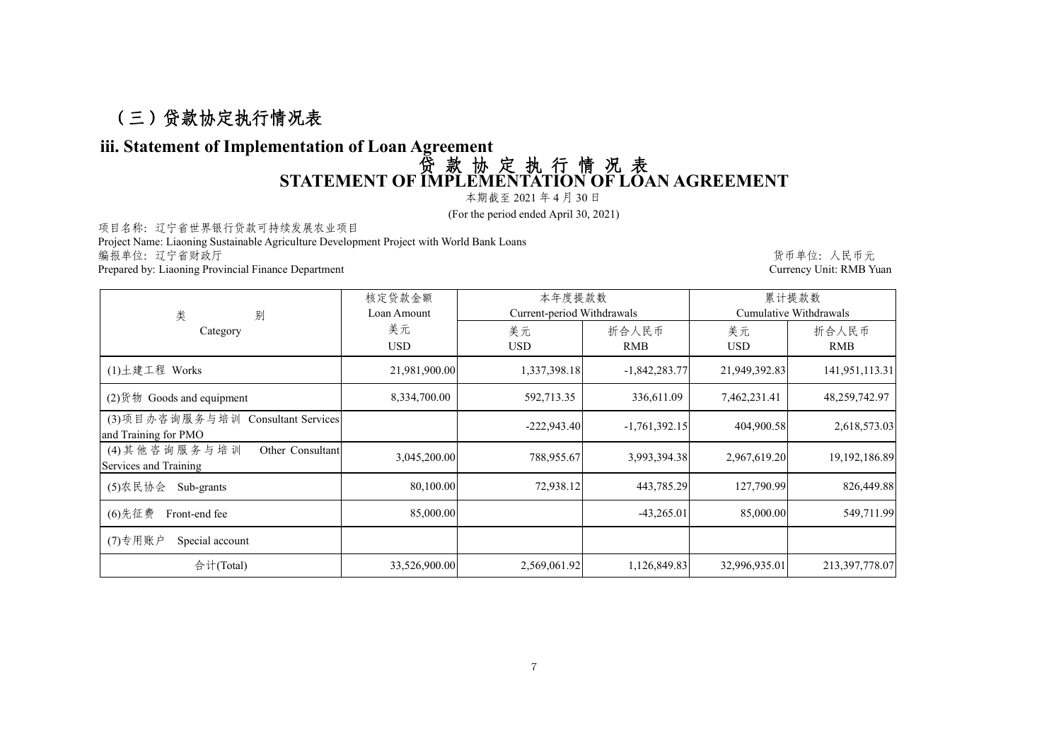# （三）贷款协定执行情况表

## iii. Statement of Implementation of Loan Agreement

### 贷 款 协 定 执 行 情 况 表
### STATEMENT OF IMPLEMENTATION OF LOAN AGREEMENT

本期截至 2021 年 4 月 30 日

(For the period ended April 30, 2021)

项目名称：辽宁省世界银行贷款可持续发展农业项目

Project Name: Liaoning Sustainable Agriculture Development Project with World Bank Loans

编报单位：辽宁省财政厅

Prepared by: Liaoning Provincial Finance Department

货币单位：人民币元

Currency Unit: RMB Yuan

| 类　　别<br>Category | 核定贷款金额<br>Loan Amount | 本年度提款数<br>Current-period Withdrawals | | 累计提款数<br>Cumulative Withdrawals | |
|---|---|---|---|---|---|
| | 美元<br>USD | 美元<br>USD | 折合人民币<br>RMB | 美元<br>USD | 折合人民币<br>RMB |
| (1)土建工程 Works | 21,981,900.00 | 1,337,398.18 | -1,842,283.77 | 21,949,392.83 | 141,951,113.31 |
| (2)货物 Goods and equipment | 8,334,700.00 | 592,713.35 | 336,611.09 | 7,462,231.41 | 48,259,742.97 |
| (3)项目办咨询服务与培训 Consultant Services and Training for PMO | | -222,943.40 | -1,761,392.15 | 404,900.58 | 2,618,573.03 |
| (4)其他咨询服务与培训 Other Consultant Services and Training | 3,045,200.00 | 788,955.67 | 3,993,394.38 | 2,967,619.20 | 19,192,186.89 |
| (5)农民协会 Sub-grants | 80,100.00 | 72,938.12 | 443,785.29 | 127,790.99 | 826,449.88 |
| (6)先征费 Front-end fee | 85,000.00 | | -43,265.01 | 85,000.00 | 549,711.99 |
| (7)专用账户 Special account | | | | | |
| 合计(Total) | 33,526,900.00 | 2,569,061.92 | 1,126,849.83 | 32,996,935.01 | 213,397,778.07 |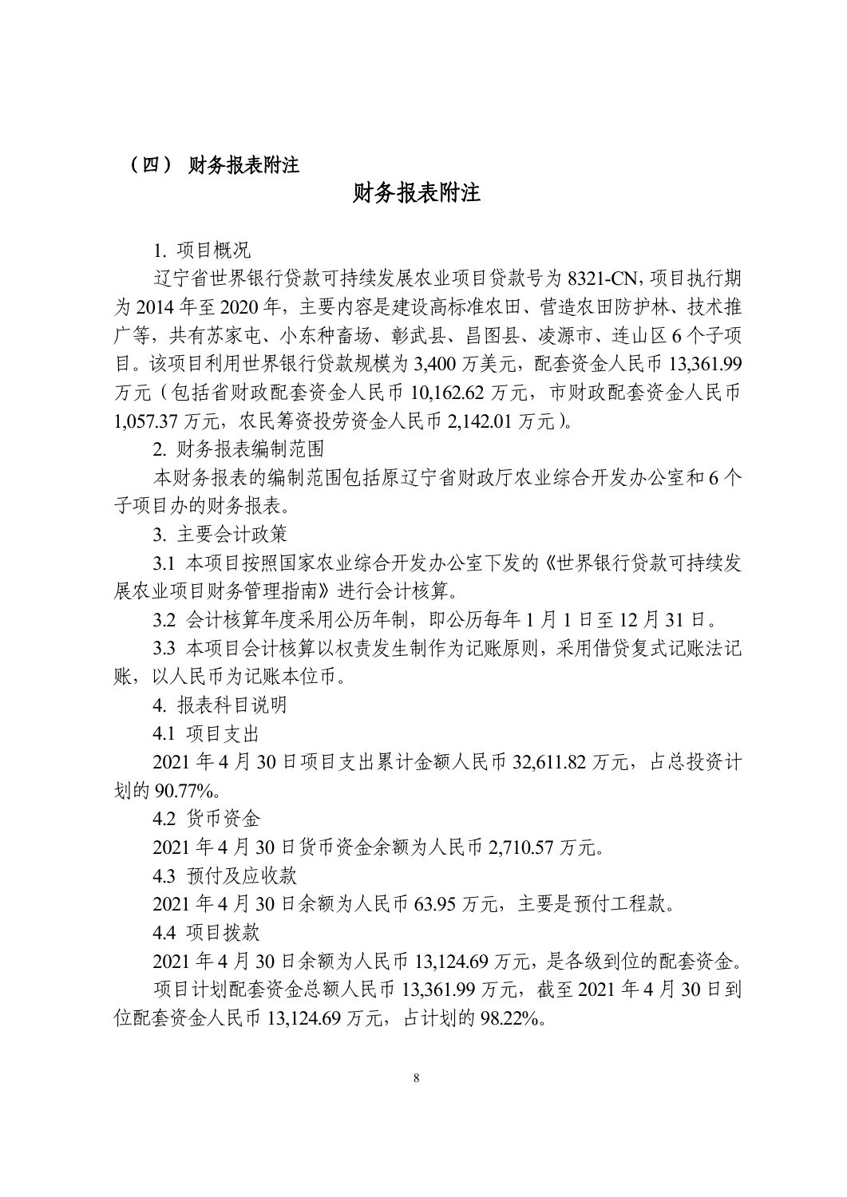## （四） 财务报表附注

# 财务报表附注

1. 项目概况

辽宁省世界银行贷款可持续发展农业项目贷款号为 8321-CN，项目执行期为 2014 年至 2020 年，主要内容是建设高标准农田、营造农田防护林、技术推广等，共有苏家屯、小东种畜场、彰武县、昌图县、凌源市、连山区 6 个子项目。该项目利用世界银行贷款规模为 3,400 万美元，配套资金人民币 13,361.99 万元（包括省财政配套资金人民币 10,162.62 万元，市财政配套资金人民币 1,057.37 万元，农民筹资投劳资金人民币 2,142.01 万元）。

2. 财务报表编制范围

本财务报表的编制范围包括原辽宁省财政厅农业综合开发办公室和 6 个子项目办的财务报表。

3. 主要会计政策

3.1 本项目按照国家农业综合开发办公室下发的《世界银行贷款可持续发展农业项目财务管理指南》进行会计核算。

3.2 会计核算年度采用公历年制，即公历每年 1 月 1 日至 12 月 31 日。

3.3 本项目会计核算以权责发生制作为记账原则，采用借贷复式记账法记账，以人民币为记账本位币。

4. 报表科目说明

4.1 项目支出

2021 年 4 月 30 日项目支出累计金额人民币 32,611.82 万元，占总投资计划的 90.77%。

4.2 货币资金

2021 年 4 月 30 日货币资金余额为人民币 2,710.57 万元。

4.3 预付及应收款

2021 年 4 月 30 日余额为人民币 63.95 万元，主要是预付工程款。

4.4 项目拨款

2021 年 4 月 30 日余额为人民币 13,124.69 万元，是各级到位的配套资金。

项目计划配套资金总额人民币 13,361.99 万元，截至 2021 年 4 月 30 日到位配套资金人民币 13,124.69 万元，占计划的 98.22%。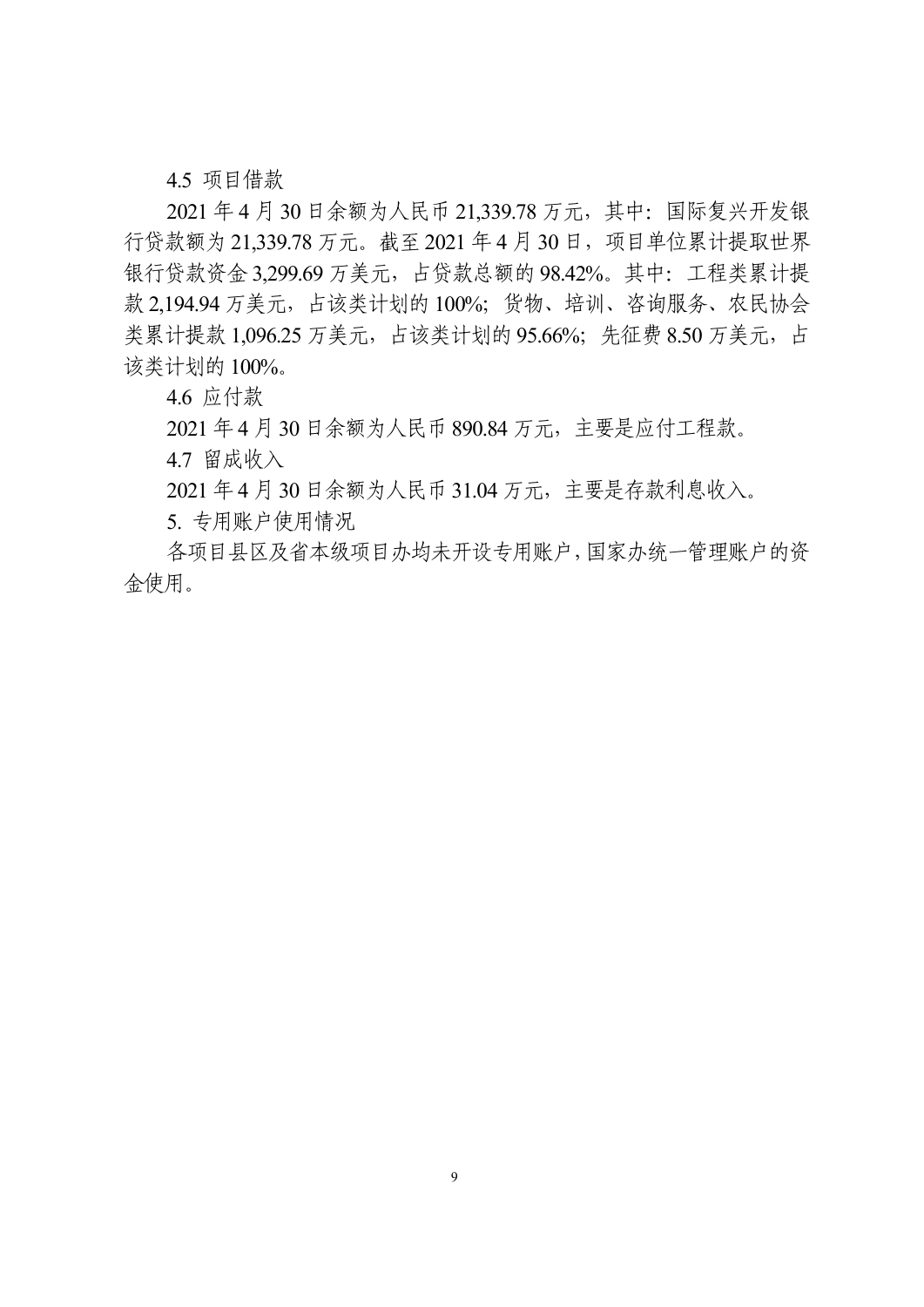4.5 项目借款

2021 年 4 月 30 日余额为人民币 21,339.78 万元，其中：国际复兴开发银行贷款额为 21,339.78 万元。截至 2021 年 4 月 30 日，项目单位累计提取世界银行贷款资金 3,299.69 万美元，占贷款总额的 98.42%。其中：工程类累计提款 2,194.94 万美元，占该类计划的 100%；货物、培训、咨询服务、农民协会类累计提款 1,096.25 万美元，占该类计划的 95.66%；先征费 8.50 万美元，占该类计划的 100%。

4.6 应付款

2021 年 4 月 30 日余额为人民币 890.84 万元，主要是应付工程款。

4.7 留成收入

2021 年 4 月 30 日余额为人民币 31.04 万元，主要是存款利息收入。

5. 专用账户使用情况

各项目县区及省本级项目办均未开设专用账户，国家办统一管理账户的资金使用。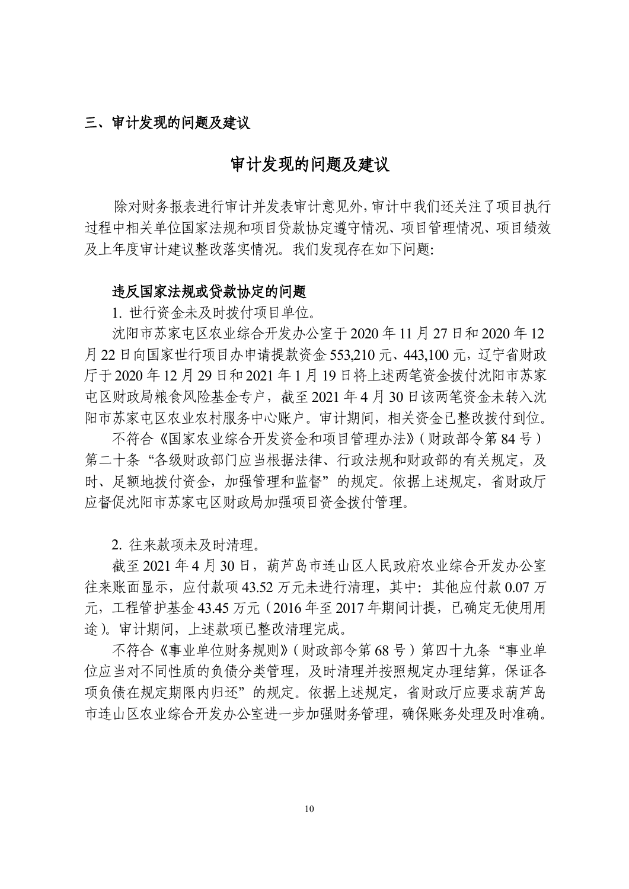## 三、审计发现的问题及建议

# 审计发现的问题及建议

除对财务报表进行审计并发表审计意见外，审计中我们还关注了项目执行过程中相关单位国家法规和项目贷款协定遵守情况、项目管理情况、项目绩效及上年度审计建议整改落实情况。我们发现存在如下问题:

**违反国家法规或贷款协定的问题**

1. 世行资金未及时拨付项目单位。

沈阳市苏家屯区农业综合开发办公室于 2020 年 11 月 27 日和 2020 年 12 月 22 日向国家世行项目办申请提款资金 553,210 元、443,100 元，辽宁省财政厅于 2020 年 12 月 29 日和 2021 年 1 月 19 日将上述两笔资金拨付沈阳市苏家屯区财政局粮食风险基金专户，截至 2021 年 4 月 30 日该两笔资金未转入沈阳市苏家屯区农业农村服务中心账户。审计期间，相关资金已整改拨付到位。

不符合《国家农业综合开发资金和项目管理办法》（财政部令第 84 号）第二十条“各级财政部门应当根据法律、行政法规和财政部的有关规定，及时、足额地拨付资金，加强管理和监督”的规定。依据上述规定，省财政厅应督促沈阳市苏家屯区财政局加强项目资金拨付管理。

2. 往来款项未及时清理。

截至 2021 年 4 月 30 日，葫芦岛市连山区人民政府农业综合开发办公室往来账面显示，应付款项 43.52 万元未进行清理，其中：其他应付款 0.07 万元，工程管护基金 43.45 万元（2016 年至 2017 年期间计提，已确定无使用用途）。审计期间，上述款项已整改清理完成。

不符合《事业单位财务规则》（财政部令第 68 号）第四十九条“事业单位应当对不同性质的负债分类管理，及时清理并按照规定办理结算，保证各项负债在规定期限内归还”的规定。依据上述规定，省财政厅应要求葫芦岛市连山区农业综合开发办公室进一步加强财务管理，确保账务处理及时准确。